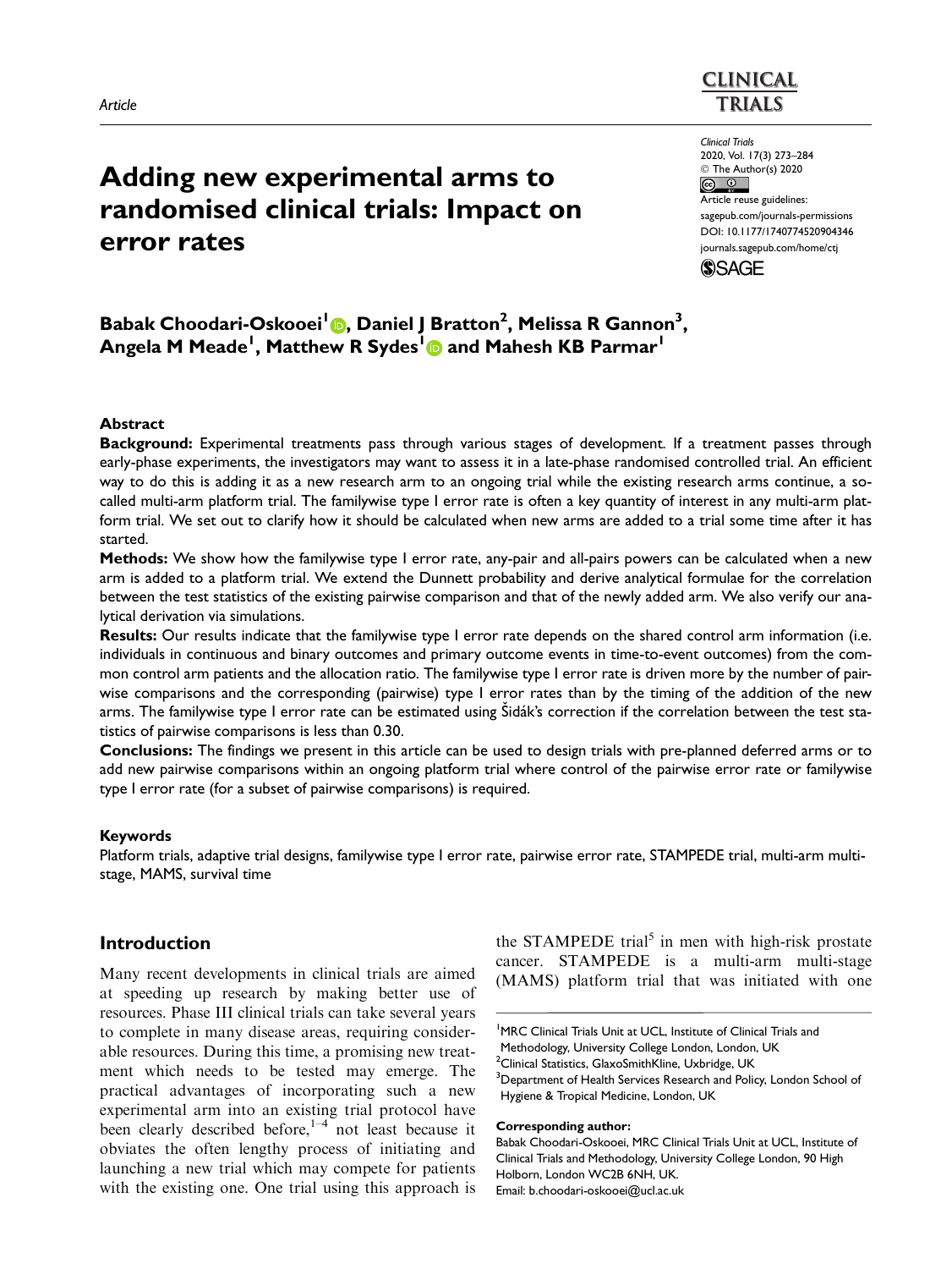Article

# Adding new experimental arms to randomised clinical trials: Impact on error rates

Clinical Trials
2020, Vol. 17(3) 273–284
© The Author(s) 2020
Article reuse guidelines:
sagepub.com/journals-permissions
DOI: 10.1177/1740774520904346
journals.sagepub.com/home/ctj

**Babak Choodari-Oskooei[1], Daniel J Bratton[2], Melissa R Gannon[3], Angela M Meade[1], Matthew R Sydes[1] and Mahesh KB Parmar[1]**

## Abstract

**Background:** Experimental treatments pass through various stages of development. If a treatment passes through early-phase experiments, the investigators may want to assess it in a late-phase randomised controlled trial. An efficient way to do this is adding it as a new research arm to an ongoing trial while the existing research arms continue, a so-called multi-arm platform trial. The familywise type I error rate is often a key quantity of interest in any multi-arm platform trial. We set out to clarify how it should be calculated when new arms are added to a trial some time after it has started.

**Methods:** We show how the familywise type I error rate, any-pair and all-pairs powers can be calculated when a new arm is added to a platform trial. We extend the Dunnett probability and derive analytical formulae for the correlation between the test statistics of the existing pairwise comparison and that of the newly added arm. We also verify our analytical derivation via simulations.

**Results:** Our results indicate that the familywise type I error rate depends on the shared control arm information (i.e. individuals in continuous and binary outcomes and primary outcome events in time-to-event outcomes) from the common control arm patients and the allocation ratio. The familywise type I error rate is driven more by the number of pairwise comparisons and the corresponding (pairwise) type I error rates than by the timing of the addition of the new arms. The familywise type I error rate can be estimated using Šidák's correction if the correlation between the test statistics of pairwise comparisons is less than 0.30.

**Conclusions:** The findings we present in this article can be used to design trials with pre-planned deferred arms or to add new pairwise comparisons within an ongoing platform trial where control of the pairwise error rate or familywise type I error rate (for a subset of pairwise comparisons) is required.

### Keywords

Platform trials, adaptive trial designs, familywise type I error rate, pairwise error rate, STAMPEDE trial, multi-arm multi-stage, MAMS, survival time

## Introduction

Many recent developments in clinical trials are aimed at speeding up research by making better use of resources. Phase III clinical trials can take several years to complete in many disease areas, requiring considerable resources. During this time, a promising new treatment which needs to be tested may emerge. The practical advantages of incorporating such a new experimental arm into an existing trial protocol have been clearly described before,[1–4] not least because it obviates the often lengthy process of initiating and launching a new trial which may compete for patients with the existing one. One trial using this approach is the STAMPEDE trial[5] in men with high-risk prostate cancer. STAMPEDE is a multi-arm multi-stage (MAMS) platform trial that was initiated with one

[1]MRC Clinical Trials Unit at UCL, Institute of Clinical Trials and Methodology, University College London, London, UK
[2]Clinical Statistics, GlaxoSmithKline, Uxbridge, UK
[3]Department of Health Services Research and Policy, London School of Hygiene & Tropical Medicine, London, UK

**Corresponding author:**
Babak Choodari-Oskooei, MRC Clinical Trials Unit at UCL, Institute of Clinical Trials and Methodology, University College London, 90 High Holborn, London WC2B 6NH, UK.
Email: b.choodari-oskooei@ucl.ac.uk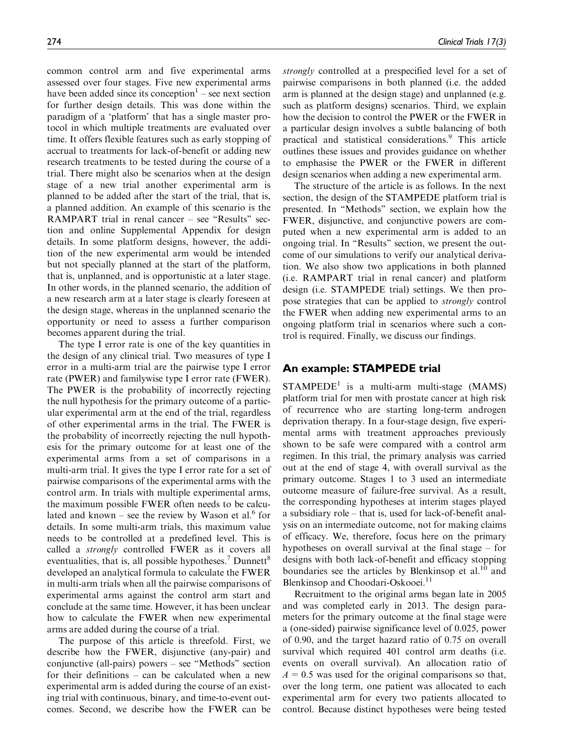common control arm and five experimental arms assessed over four stages. Five new experimental arms have been added since its conception[1] – see next section for further design details. This was done within the paradigm of a 'platform' that has a single master protocol in which multiple treatments are evaluated over time. It offers flexible features such as early stopping of accrual to treatments for lack-of-benefit or adding new research treatments to be tested during the course of a trial. There might also be scenarios when at the design stage of a new trial another experimental arm is planned to be added after the start of the trial, that is, a planned addition. An example of this scenario is the RAMPART trial in renal cancer – see "Results" section and online Supplemental Appendix for design details. In some platform designs, however, the addition of the new experimental arm would be intended but not specially planned at the start of the platform, that is, unplanned, and is opportunistic at a later stage. In other words, in the planned scenario, the addition of a new research arm at a later stage is clearly foreseen at the design stage, whereas in the unplanned scenario the opportunity or need to assess a further comparison becomes apparent during the trial.

The type I error rate is one of the key quantities in the design of any clinical trial. Two measures of type I error in a multi-arm trial are the pairwise type I error rate (PWER) and familywise type I error rate (FWER). The PWER is the probability of incorrectly rejecting the null hypothesis for the primary outcome of a particular experimental arm at the end of the trial, regardless of other experimental arms in the trial. The FWER is the probability of incorrectly rejecting the null hypothesis for the primary outcome for at least one of the experimental arms from a set of comparisons in a multi-arm trial. It gives the type I error rate for a set of pairwise comparisons of the experimental arms with the control arm. In trials with multiple experimental arms, the maximum possible FWER often needs to be calculated and known – see the review by Wason et al.[6] for details. In some multi-arm trials, this maximum value needs to be controlled at a predefined level. This is called a *strongly* controlled FWER as it covers all eventualities, that is, all possible hypotheses.[7] Dunnett[8] developed an analytical formula to calculate the FWER in multi-arm trials when all the pairwise comparisons of experimental arms against the control arm start and conclude at the same time. However, it has been unclear how to calculate the FWER when new experimental arms are added during the course of a trial.

The purpose of this article is threefold. First, we describe how the FWER, disjunctive (any-pair) and conjunctive (all-pairs) powers – see "Methods" section for their definitions – can be calculated when a new experimental arm is added during the course of an existing trial with continuous, binary, and time-to-event outcomes. Second, we describe how the FWER can be *strongly* controlled at a prespecified level for a set of pairwise comparisons in both planned (i.e. the added arm is planned at the design stage) and unplanned (e.g. such as platform designs) scenarios. Third, we explain how the decision to control the PWER or the FWER in a particular design involves a subtle balancing of both practical and statistical considerations.[9] This article outlines these issues and provides guidance on whether to emphasise the PWER or the FWER in different design scenarios when adding a new experimental arm.

The structure of the article is as follows. In the next section, the design of the STAMPEDE platform trial is presented. In "Methods" section, we explain how the FWER, disjunctive, and conjunctive powers are computed when a new experimental arm is added to an ongoing trial. In "Results" section, we present the outcome of our simulations to verify our analytical derivation. We also show two applications in both planned (i.e. RAMPART trial in renal cancer) and platform design (i.e. STAMPEDE trial) settings. We then propose strategies that can be applied to *strongly* control the FWER when adding new experimental arms to an ongoing platform trial in scenarios where such a control is required. Finally, we discuss our findings.

## An example: STAMPEDE trial

STAMPEDE[1] is a multi-arm multi-stage (MAMS) platform trial for men with prostate cancer at high risk of recurrence who are starting long-term androgen deprivation therapy. In a four-stage design, five experimental arms with treatment approaches previously shown to be safe were compared with a control arm regimen. In this trial, the primary analysis was carried out at the end of stage 4, with overall survival as the primary outcome. Stages 1 to 3 used an intermediate outcome measure of failure-free survival. As a result, the corresponding hypotheses at interim stages played a subsidiary role – that is, used for lack-of-benefit analysis on an intermediate outcome, not for making claims of efficacy. We, therefore, focus here on the primary hypotheses on overall survival at the final stage – for designs with both lack-of-benefit and efficacy stopping boundaries see the articles by Blenkinsop et al.[10] and Blenkinsop and Choodari-Oskooei.[11]

Recruitment to the original arms began late in 2005 and was completed early in 2013. The design parameters for the primary outcome at the final stage were a (one-sided) pairwise significance level of 0.025, power of 0.90, and the target hazard ratio of 0.75 on overall survival which required 401 control arm deaths (i.e. events on overall survival). An allocation ratio of $A = 0.5$ was used for the original comparisons so that, over the long term, one patient was allocated to each experimental arm for every two patients allocated to control. Because distinct hypotheses were being tested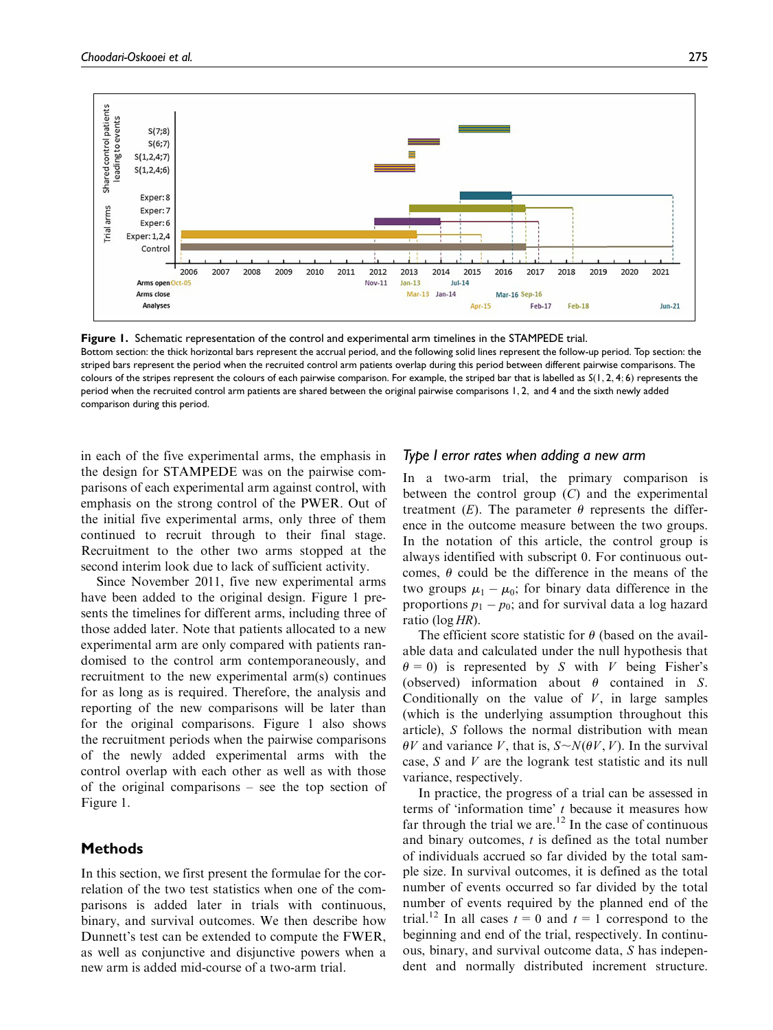Figure 1. Schematic representation of the control and experimental arm timelines in the STAMPEDE trial.
Bottom section: the thick horizontal bars represent the accrual period, and the following solid lines represent the follow-up period. Top section: the striped bars represent the period when the recruited control arm patients overlap during this period between different pairwise comparisons. The colours of the stripes represent the colours of each pairwise comparison. For example, the striped bar that is labelled as S(1, 2, 4; 6) represents the period when the recruited control arm patients are shared between the original pairwise comparisons 1, 2, and 4 and the sixth newly added comparison during this period.

in each of the five experimental arms, the emphasis in the design for STAMPEDE was on the pairwise comparisons of each experimental arm against control, with emphasis on the strong control of the PWER. Out of the initial five experimental arms, only three of them continued to recruit through to their final stage. Recruitment to the other two arms stopped at the second interim look due to lack of sufficient activity.

Since November 2011, five new experimental arms have been added to the original design. Figure 1 presents the timelines for different arms, including three of those added later. Note that patients allocated to a new experimental arm are only compared with patients randomised to the control arm contemporaneously, and recruitment to the new experimental arm(s) continues for as long as is required. Therefore, the analysis and reporting of the new comparisons will be later than for the original comparisons. Figure 1 also shows the recruitment periods when the pairwise comparisons of the newly added experimental arms with the control overlap with each other as well as with those of the original comparisons – see the top section of Figure 1.

## Methods

In this section, we first present the formulae for the correlation of the two test statistics when one of the comparisons is added later in trials with continuous, binary, and survival outcomes. We then describe how Dunnett's test can be extended to compute the FWER, as well as conjunctive and disjunctive powers when a new arm is added mid-course of a two-arm trial.

### *Type I error rates when adding a new arm*

In a two-arm trial, the primary comparison is between the control group ($C$) and the experimental treatment ($E$). The parameter $\theta$ represents the difference in the outcome measure between the two groups. In the notation of this article, the control group is always identified with subscript 0. For continuous outcomes, $\theta$ could be the difference in the means of the two groups $\mu_1 - \mu_0$; for binary data difference in the proportions $p_1 - p_0$; and for survival data a log hazard ratio ($\log HR$).

The efficient score statistic for $\theta$ (based on the available data and calculated under the null hypothesis that $\theta = 0$) is represented by $S$ with $V$ being Fisher's (observed) information about $\theta$ contained in $S$. Conditionally on the value of $V$, in large samples (which is the underlying assumption throughout this article), $S$ follows the normal distribution with mean $\theta V$ and variance $V$, that is, $S \sim N(\theta V, V)$. In the survival case, $S$ and $V$ are the logrank test statistic and its null variance, respectively.

In practice, the progress of a trial can be assessed in terms of 'information time' $t$ because it measures how far through the trial we are.[12] In the case of continuous and binary outcomes, $t$ is defined as the total number of individuals accrued so far divided by the total sample size. In survival outcomes, it is defined as the total number of events occurred so far divided by the total number of events required by the planned end of the trial.[12] In all cases $t = 0$ and $t = 1$ correspond to the beginning and end of the trial, respectively. In continuous, binary, and survival outcome data, $S$ has independent and normally distributed increment structure.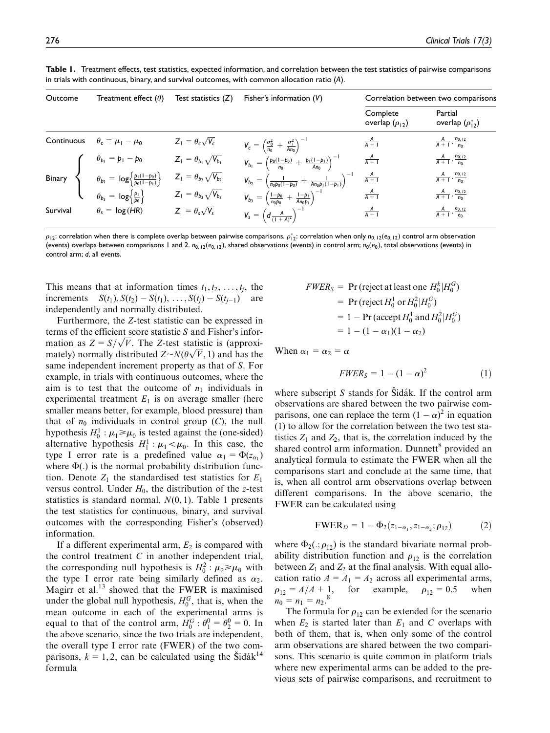**Table 1.** Treatment effects, test statistics, expected information, and correlation between the test statistics of pairwise comparisons in trials with continuous, binary, and survival outcomes, with common allocation ratio ($A$).

| Outcome | Treatment effect ($\theta$) | Test statistics ($Z$) | Fisher's information ($V$) | Correlation between two comparisons | |
|---|---|---|---|---|---|
| | | | | Complete overlap ($\rho_{12}$) | Partial overlap ($\rho_{12}^*$) |
| Continuous | $\theta_c = \mu_1 - \mu_0$ | $Z_1 = \theta_c\sqrt{V_c}$ | $V_c = \left(\frac{\sigma_0^2}{n_0} + \frac{\sigma_1^2}{An_0}\right)^{-1}$ | $\frac{A}{A+1}$ | $\frac{A}{A+1} \cdot \frac{n_{0,12}}{n_0}$ |
| Binary | $\theta_{b_1} = p_1 - p_0$ | $Z_1 = \theta_{b_1}\sqrt{V_{b_1}}$ | $V_{b_1} = \left(\frac{p_0(1-p_0)}{n_0} + \frac{p_1(1-p_1)}{An_0}\right)^{-1}$ | $\frac{A}{A+1}$ | $\frac{A}{A+1} \cdot \frac{n_{0,12}}{n_0}$ |
| | $\theta_{b_2} = \log\left\{\frac{p_1(1-p_0)}{p_0(1-p_1)}\right\}$ | $Z_1 = \theta_{b_2}\sqrt{V_{b_2}}$ | $V_{b_2} = \left(\frac{1}{n_0p_0(1-p_0)} + \frac{1}{An_0p_1(1-p_1)}\right)^{-1}$ | $\frac{A}{A+1}$ | $\frac{A}{A+1} \cdot \frac{n_{0,12}}{n_0}$ |
| | $\theta_{b_3} = \log\left\{\frac{p_1}{p_0}\right\}$ | $Z_1 = \theta_{b_3}\sqrt{V_{b_3}}$ | $V_{b_3} = \left(\frac{1-p_0}{n_0p_0} + \frac{1-p_1}{An_0p_1}\right)^{-1}$ | $\frac{A}{A+1}$ | $\frac{A}{A+1} \cdot \frac{n_{0,12}}{n_0}$ |
| Survival | $\theta_s = \log(HR)$ | $Z_1 = \theta_s\sqrt{V_s}$ | $V_s = \left(d\frac{A}{(1+A)^2}\right)^{-1}$ | $\frac{A}{A+1}$ | $\frac{A}{A+1} \cdot \frac{e_{0,12}}{e_0}$ |

$\rho_{12}$: correlation when there is complete overlap between pairwise comparisons. $\rho_{12}^*$: correlation when only $n_{0,12}(e_{0,12})$ control arm observation (events) overlaps between comparisons 1 and 2. $n_{0,12}(e_{0,12})$, shared observations (events) in control arm; $n_0(e_0)$, total observations (events) in control arm; $d$, all events.

This means that at information times $t_1, t_2, \ldots, t_j$, the increments $S(t_1), S(t_2) - S(t_1), \ldots, S(t_j) - S(t_{j-1})$ are independently and normally distributed.

Furthermore, the Z-test statistic can be expressed in terms of the efficient score statistic $S$ and Fisher's information as $Z = S/\sqrt{V}$. The Z-test statistic is (approximately) normally distributed $Z \sim N(\theta\sqrt{V}, 1)$ and has the same independent increment property as that of $S$. For example, in trials with continuous outcomes, where the aim is to test that the outcome of $n_1$ individuals in experimental treatment $E_1$ is on average smaller (here smaller means better, for example, blood pressure) than that of $n_0$ individuals in control group ($C$), the null hypothesis $H_0^1 : \mu_1 \geqslant \mu_0$ is tested against the (one-sided) alternative hypothesis $H_1^1 : \mu_1 < \mu_0$. In this case, the type I error rate is a predefined value $\alpha_1 = \Phi(z_{\alpha_1})$ where $\Phi(.)$ is the normal probability distribution function. Denote $Z_1$ the standardised test statistics for $E_1$ versus control. Under $H_0$, the distribution of the z-test statistics is standard normal, $N(0, 1)$. Table 1 presents the test statistics for continuous, binary, and survival outcomes with the corresponding Fisher's (observed) information.

If a different experimental arm, $E_2$ is compared with the control treatment $C$ in another independent trial, the corresponding null hypothesis is $H_0^2 : \mu_2 \geqslant \mu_0$ with the type I error rate being similarly defined as $\alpha_2$. Magirr et al.[13] showed that the FWER is maximised under the global null hypothesis, $H_0^G$, that is, when the mean outcome in each of the experimental arms is equal to that of the control arm, $H_0^G : \theta_1^0 = \theta_2^0 = 0$. In the above scenario, since the two trials are independent, the overall type I error rate (FWER) of the two comparisons, $k = 1, 2$, can be calculated using the Šidák[14] formula

$$
\begin{aligned}
FWER_S &= \Pr(\text{reject at least one } H_0^k | H_0^G) \\
&= \Pr(\text{reject } H_0^1 \text{ or } H_0^2 | H_0^G) \\
&= 1 - \Pr(\text{accept } H_0^1 \text{ and } H_0^2 | H_0^G) \\
&= 1 - (1 - \alpha_1)(1 - \alpha_2)
\end{aligned}
$$

When $\alpha_1 = \alpha_2 = \alpha$

$$FWER_S = 1 - (1 - \alpha)^2 \quad (1)$$

where subscript $S$ stands for Šidák. If the control arm observations are shared between the two pairwise comparisons, one can replace the term $(1 - \alpha)^2$ in equation (1) to allow for the correlation between the two test statistics $Z_1$ and $Z_2$, that is, the correlation induced by the shared control arm information. Dunnett[8] provided an analytical formula to estimate the FWER when all the comparisons start and conclude at the same time, that is, when all control arm observations overlap between different comparisons. In the above scenario, the FWER can be calculated using

$$\text{FWER}_D = 1 - \Phi_2(z_{1-\alpha_1}, z_{1-\alpha_2}; \rho_{12}) \quad (2)$$

where $\Phi_2(.; \rho_{12})$ is the standard bivariate normal probability distribution function and $\rho_{12}$ is the correlation between $Z_1$ and $Z_2$ at the final analysis. With equal allocation ratio $A = A_1 = A_2$ across all experimental arms, $\rho_{12} = A/A + 1$, for example, $\rho_{12} = 0.5$ when $n_0 = n_1 = n_2$.[8]

The formula for $\rho_{12}$ can be extended for the scenario when $E_2$ is started later than $E_1$ and $C$ overlaps with both of them, that is, when only some of the control arm observations are shared between the two comparisons. This scenario is quite common in platform trials where new experimental arms can be added to the previous sets of pairwise comparisons, and recruitment to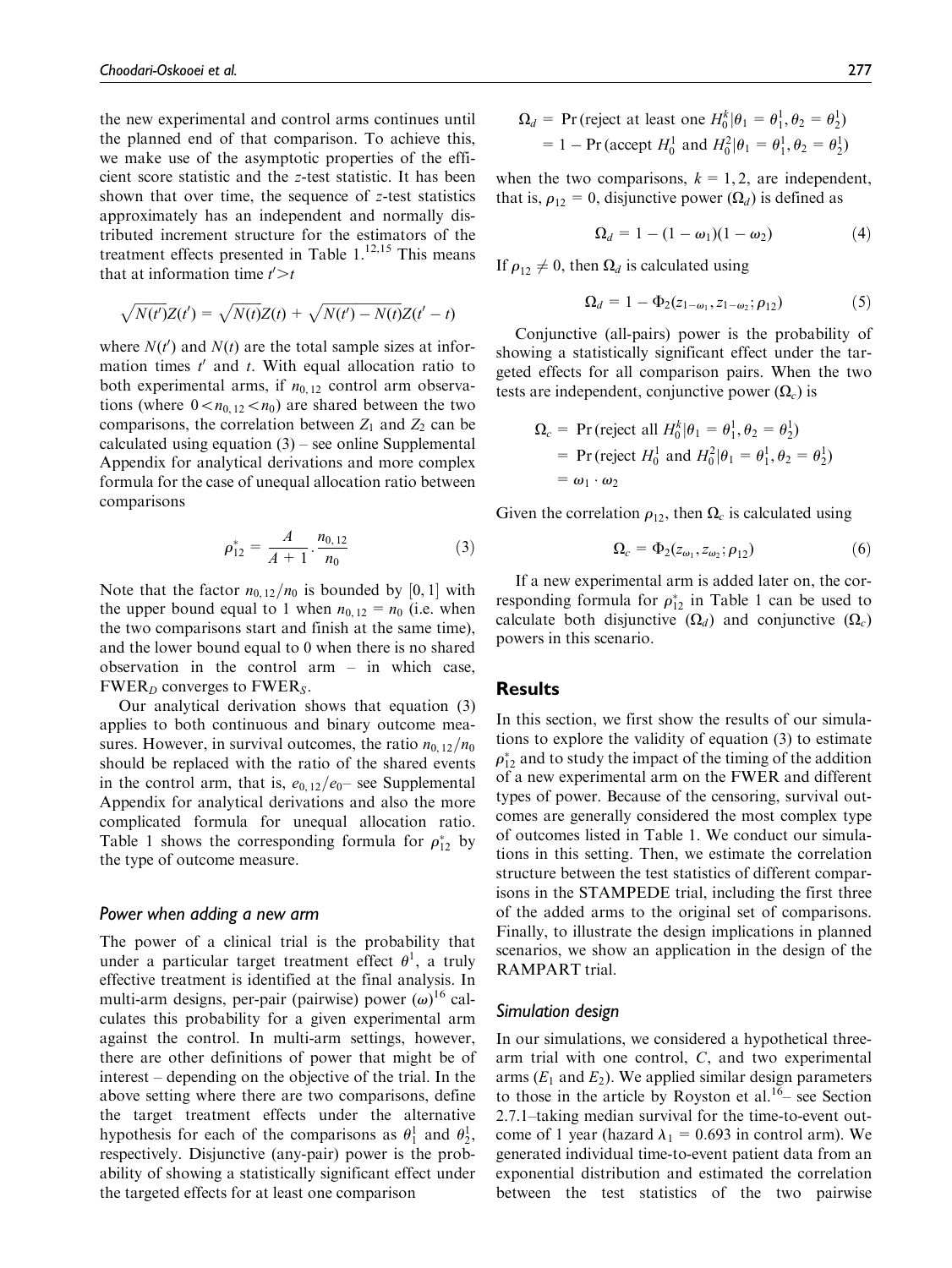the new experimental and control arms continues until the planned end of that comparison. To achieve this, we make use of the asymptotic properties of the efficient score statistic and the z-test statistic. It has been shown that over time, the sequence of z-test statistics approximately has an independent and normally distributed increment structure for the estimators of the treatment effects presented in Table 1.[12,15] This means that at information time $t' > t$

$$\sqrt{N(t')}Z(t') = \sqrt{N(t)}Z(t) + \sqrt{N(t') - N(t)}Z(t' - t)$$

where $N(t')$ and $N(t)$ are the total sample sizes at information times $t'$ and $t$. With equal allocation ratio to both experimental arms, if $n_{0,12}$ control arm observations (where $0 < n_{0,12} < n_0$) are shared between the two comparisons, the correlation between $Z_1$ and $Z_2$ can be calculated using equation (3) – see online Supplemental Appendix for analytical derivations and more complex formula for the case of unequal allocation ratio between comparisons

$$\rho_{12}^* = \frac{A}{A+1} \cdot \frac{n_{0,12}}{n_0} \tag{3}$$

Note that the factor $n_{0,12}/n_0$ is bounded by $[0, 1]$ with the upper bound equal to 1 when $n_{0,12} = n_0$ (i.e. when the two comparisons start and finish at the same time), and the lower bound equal to 0 when there is no shared observation in the control arm – in which case, $\text{FWER}_D$ converges to $\text{FWER}_S$.

Our analytical derivation shows that equation (3) applies to both continuous and binary outcome measures. However, in survival outcomes, the ratio $n_{0,12}/n_0$ should be replaced with the ratio of the shared events in the control arm, that is, $e_{0,12}/e_0$– see Supplemental Appendix for analytical derivations and also the more complicated formula for unequal allocation ratio. Table 1 shows the corresponding formula for $\rho_{12}^*$ by the type of outcome measure.

### Power when adding a new arm

The power of a clinical trial is the probability that under a particular target treatment effect $\theta^1$, a truly effective treatment is identified at the final analysis. In multi-arm designs, per-pair (pairwise) power $(\omega)$[16] calculates this probability for a given experimental arm against the control. In multi-arm settings, however, there are other definitions of power that might be of interest – depending on the objective of the trial. In the above setting where there are two comparisons, define the target treatment effects under the alternative hypothesis for each of the comparisons as $\theta_1^1$ and $\theta_2^1$, respectively. Disjunctive (any-pair) power is the probability of showing a statistically significant effect under the targeted effects for at least one comparison

$$\begin{aligned}\Omega_d &= \Pr(\text{reject at least one } H_0^k | \theta_1 = \theta_1^1, \theta_2 = \theta_2^1) \\ &= 1 - \Pr(\text{accept } H_0^1 \text{ and } H_0^2 | \theta_1 = \theta_1^1, \theta_2 = \theta_2^1)\end{aligned}$$

when the two comparisons, $k = 1, 2$, are independent, that is, $\rho_{12} = 0$, disjunctive power $(\Omega_d)$ is defined as

$$\Omega_d = 1 - (1 - \omega_1)(1 - \omega_2) \tag{4}$$

If $\rho_{12} \neq 0$, then $\Omega_d$ is calculated using

$$\Omega_d = 1 - \Phi_2(z_{1-\omega_1}, z_{1-\omega_2}; \rho_{12}) \tag{5}$$

Conjunctive (all-pairs) power is the probability of showing a statistically significant effect under the targeted effects for all comparison pairs. When the two tests are independent, conjunctive power $(\Omega_c)$ is

$$\begin{aligned}\Omega_c &= \Pr(\text{reject all } H_0^k | \theta_1 = \theta_1^1, \theta_2 = \theta_2^1) \\ &= \Pr(\text{reject } H_0^1 \text{ and } H_0^2 | \theta_1 = \theta_1^1, \theta_2 = \theta_2^1) \\ &= \omega_1 \cdot \omega_2\end{aligned}$$

Given the correlation $\rho_{12}$, then $\Omega_c$ is calculated using

$$\Omega_c = \Phi_2(z_{\omega_1}, z_{\omega_2}; \rho_{12}) \tag{6}$$

If a new experimental arm is added later on, the corresponding formula for $\rho_{12}^*$ in Table 1 can be used to calculate both disjunctive $(\Omega_d)$ and conjunctive $(\Omega_c)$ powers in this scenario.

## Results

In this section, we first show the results of our simulations to explore the validity of equation (3) to estimate $\rho_{12}^*$ and to study the impact of the timing of the addition of a new experimental arm on the FWER and different types of power. Because of the censoring, survival outcomes are generally considered the most complex type of outcomes listed in Table 1. We conduct our simulations in this setting. Then, we estimate the correlation structure between the test statistics of different comparisons in the STAMPEDE trial, including the first three of the added arms to the original set of comparisons. Finally, to illustrate the design implications in planned scenarios, we show an application in the design of the RAMPART trial.

### Simulation design

In our simulations, we considered a hypothetical three-arm trial with one control, $C$, and two experimental arms ($E_1$ and $E_2$). We applied similar design parameters to those in the article by Royston et al.[16]– see Section 2.7.1–taking median survival for the time-to-event outcome of 1 year (hazard $\lambda_1 = 0.693$ in control arm). We generated individual time-to-event patient data from an exponential distribution and estimated the correlation between the test statistics of the two pairwise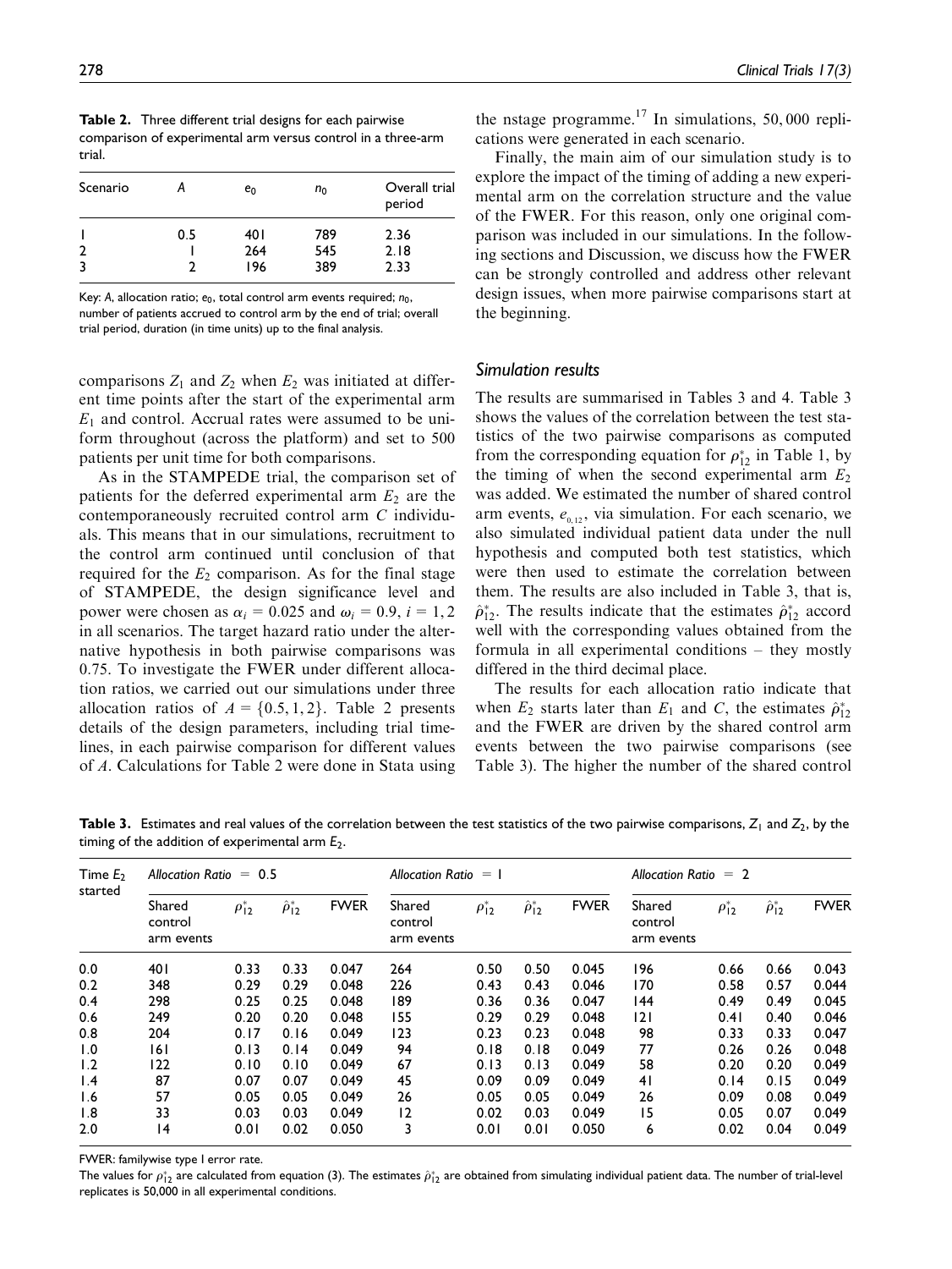**Table 2.** Three different trial designs for each pairwise comparison of experimental arm versus control in a three-arm trial.

| Scenario | $A$ | $e_0$ | $n_0$ | Overall trial period |
|---|---|---|---|---|
| 1 | 0.5 | 401 | 789 | 2.36 |
| 2 | 1 | 264 | 545 | 2.18 |
| 3 | 2 | 196 | 389 | 2.33 |

Key: $A$, allocation ratio; $e_0$, total control arm events required; $n_0$, number of patients accrued to control arm by the end of trial; overall trial period, duration (in time units) up to the final analysis.

comparisons $Z_1$ and $Z_2$ when $E_2$ was initiated at different time points after the start of the experimental arm $E_1$ and control. Accrual rates were assumed to be uniform throughout (across the platform) and set to 500 patients per unit time for both comparisons.

As in the STAMPEDE trial, the comparison set of patients for the deferred experimental arm $E_2$ are the contemporaneously recruited control arm $C$ individuals. This means that in our simulations, recruitment to the control arm continued until conclusion of that required for the $E_2$ comparison. As for the final stage of STAMPEDE, the design significance level and power were chosen as $\alpha_i = 0.025$ and $\omega_i = 0.9$, $i = 1, 2$ in all scenarios. The target hazard ratio under the alternative hypothesis in both pairwise comparisons was 0.75. To investigate the FWER under different allocation ratios, we carried out our simulations under three allocation ratios of $A = \{0.5, 1, 2\}$. Table 2 presents details of the design parameters, including trial timelines, in each pairwise comparison for different values of $A$. Calculations for Table 2 were done in Stata using the nstage programme.[17] In simulations, 50,000 replications were generated in each scenario.

Finally, the main aim of our simulation study is to explore the impact of the timing of adding a new experimental arm on the correlation structure and the value of the FWER. For this reason, only one original comparison was included in our simulations. In the following sections and Discussion, we discuss how the FWER can be strongly controlled and address other relevant design issues, when more pairwise comparisons start at the beginning.

### Simulation results

The results are summarised in Tables 3 and 4. Table 3 shows the values of the correlation between the test statistics of the two pairwise comparisons as computed from the corresponding equation for $\rho^*_{12}$ in Table 1, by the timing of when the second experimental arm $E_2$ was added. We estimated the number of shared control arm events, $e_{0,12}$, via simulation. For each scenario, we also simulated individual patient data under the null hypothesis and computed both test statistics, which were then used to estimate the correlation between them. The results are also included in Table 3, that is, $\hat{\rho}^*_{12}$. The results indicate that the estimates $\hat{\rho}^*_{12}$ accord well with the corresponding values obtained from the formula in all experimental conditions – they mostly differed in the third decimal place.

The results for each allocation ratio indicate that when $E_2$ starts later than $E_1$ and $C$, the estimates $\hat{\rho}^*_{12}$ and the FWER are driven by the shared control arm events between the two pairwise comparisons (see Table 3). The higher the number of the shared control

**Table 3.** Estimates and real values of the correlation between the test statistics of the two pairwise comparisons, $Z_1$ and $Z_2$, by the timing of the addition of experimental arm $E_2$.

| Time $E_2$ started | *Allocation Ratio = 0.5* | | | | *Allocation Ratio = 1* | | | | *Allocation Ratio = 2* | | | |
|---|---|---|---|---|---|---|---|---|---|---|---|---|
| | Shared control arm events | $\rho^*_{12}$ | $\hat{\rho}^*_{12}$ | FWER | Shared control arm events | $\rho^*_{12}$ | $\hat{\rho}^*_{12}$ | FWER | Shared control arm events | $\rho^*_{12}$ | $\hat{\rho}^*_{12}$ | FWER |
| 0.0 | 401 | 0.33 | 0.33 | 0.047 | 264 | 0.50 | 0.50 | 0.045 | 196 | 0.66 | 0.66 | 0.043 |
| 0.2 | 348 | 0.29 | 0.29 | 0.048 | 226 | 0.43 | 0.43 | 0.046 | 170 | 0.58 | 0.57 | 0.044 |
| 0.4 | 298 | 0.25 | 0.25 | 0.048 | 189 | 0.36 | 0.36 | 0.047 | 144 | 0.49 | 0.49 | 0.045 |
| 0.6 | 249 | 0.20 | 0.20 | 0.048 | 155 | 0.29 | 0.29 | 0.048 | 121 | 0.41 | 0.40 | 0.046 |
| 0.8 | 204 | 0.17 | 0.16 | 0.049 | 123 | 0.23 | 0.23 | 0.048 | 98 | 0.33 | 0.33 | 0.047 |
| 1.0 | 161 | 0.13 | 0.14 | 0.049 | 94 | 0.18 | 0.18 | 0.049 | 77 | 0.26 | 0.26 | 0.048 |
| 1.2 | 122 | 0.10 | 0.10 | 0.049 | 67 | 0.13 | 0.13 | 0.049 | 58 | 0.20 | 0.20 | 0.049 |
| 1.4 | 87 | 0.07 | 0.07 | 0.049 | 45 | 0.09 | 0.09 | 0.049 | 41 | 0.14 | 0.15 | 0.049 |
| 1.6 | 57 | 0.05 | 0.05 | 0.049 | 26 | 0.05 | 0.05 | 0.049 | 26 | 0.09 | 0.08 | 0.049 |
| 1.8 | 33 | 0.03 | 0.03 | 0.049 | 12 | 0.02 | 0.03 | 0.049 | 15 | 0.05 | 0.07 | 0.049 |
| 2.0 | 14 | 0.01 | 0.02 | 0.050 | 3 | 0.01 | 0.01 | 0.050 | 6 | 0.02 | 0.04 | 0.049 |

FWER: familywise type I error rate.

The values for $\rho^*_{12}$ are calculated from equation (3). The estimates $\hat{\rho}^*_{12}$ are obtained from simulating individual patient data. The number of trial-level replicates is 50,000 in all experimental conditions.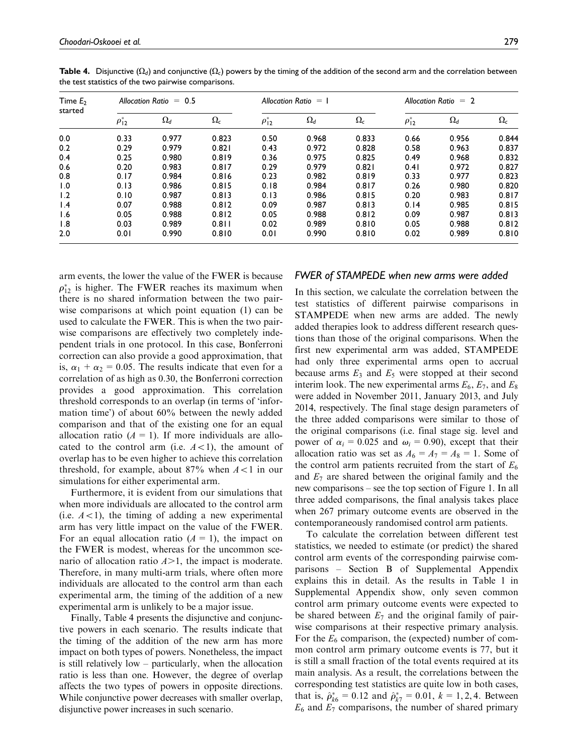**Table 4.** Disjunctive ($\Omega_d$) and conjunctive ($\Omega_c$) powers by the timing of the addition of the second arm and the correlation between the test statistics of the two pairwise comparisons.

| Time $E_2$ started | *Allocation Ratio* = 0.5 | | | *Allocation Ratio* = 1 | | | *Allocation Ratio* = 2 | | |
|---|---|---|---|---|---|---|---|---|---|
| | $\rho^*_{12}$ | $\Omega_d$ | $\Omega_c$ | $\rho^*_{12}$ | $\Omega_d$ | $\Omega_c$ | $\rho^*_{12}$ | $\Omega_d$ | $\Omega_c$ |
| 0.0 | 0.33 | 0.977 | 0.823 | 0.50 | 0.968 | 0.833 | 0.66 | 0.956 | 0.844 |
| 0.2 | 0.29 | 0.979 | 0.821 | 0.43 | 0.972 | 0.828 | 0.58 | 0.963 | 0.837 |
| 0.4 | 0.25 | 0.980 | 0.819 | 0.36 | 0.975 | 0.825 | 0.49 | 0.968 | 0.832 |
| 0.6 | 0.20 | 0.983 | 0.817 | 0.29 | 0.979 | 0.821 | 0.41 | 0.972 | 0.827 |
| 0.8 | 0.17 | 0.984 | 0.816 | 0.23 | 0.982 | 0.819 | 0.33 | 0.977 | 0.823 |
| 1.0 | 0.13 | 0.986 | 0.815 | 0.18 | 0.984 | 0.817 | 0.26 | 0.980 | 0.820 |
| 1.2 | 0.10 | 0.987 | 0.813 | 0.13 | 0.986 | 0.815 | 0.20 | 0.983 | 0.817 |
| 1.4 | 0.07 | 0.988 | 0.812 | 0.09 | 0.987 | 0.813 | 0.14 | 0.985 | 0.815 |
| 1.6 | 0.05 | 0.988 | 0.812 | 0.05 | 0.988 | 0.812 | 0.09 | 0.987 | 0.813 |
| 1.8 | 0.03 | 0.989 | 0.811 | 0.02 | 0.989 | 0.810 | 0.05 | 0.988 | 0.812 |
| 2.0 | 0.01 | 0.990 | 0.810 | 0.01 | 0.990 | 0.810 | 0.02 | 0.989 | 0.810 |

arm events, the lower the value of the FWER is because $\rho^*_{12}$ is higher. The FWER reaches its maximum when there is no shared information between the two pairwise comparisons at which point equation (1) can be used to calculate the FWER. This is when the two pairwise comparisons are effectively two completely independent trials in one protocol. In this case, Bonferroni correction can also provide a good approximation, that is, $\alpha_1 + \alpha_2 = 0.05$. The results indicate that even for a correlation of as high as 0.30, the Bonferroni correction provides a good approximation. This correlation threshold corresponds to an overlap (in terms of 'information time') of about 60% between the newly added comparison and that of the existing one for an equal allocation ratio ($A = 1$). If more individuals are allocated to the control arm (i.e. $A < 1$), the amount of overlap has to be even higher to achieve this correlation threshold, for example, about 87% when $A < 1$ in our simulations for either experimental arm.

Furthermore, it is evident from our simulations that when more individuals are allocated to the control arm (i.e. $A < 1$), the timing of adding a new experimental arm has very little impact on the value of the FWER. For an equal allocation ratio ($A = 1$), the impact on the FWER is modest, whereas for the uncommon scenario of allocation ratio $A > 1$, the impact is moderate. Therefore, in many multi-arm trials, where often more individuals are allocated to the control arm than each experimental arm, the timing of the addition of a new experimental arm is unlikely to be a major issue.

Finally, Table 4 presents the disjunctive and conjunctive powers in each scenario. The results indicate that the timing of the addition of the new arm has more impact on both types of powers. Nonetheless, the impact is still relatively low – particularly, when the allocation ratio is less than one. However, the degree of overlap affects the two types of powers in opposite directions. While conjunctive power decreases with smaller overlap, disjunctive power increases in such scenario.

### FWER of STAMPEDE when new arms were added

In this section, we calculate the correlation between the test statistics of different pairwise comparisons in STAMPEDE when new arms are added. The newly added therapies look to address different research questions than those of the original comparisons. When the first new experimental arm was added, STAMPEDE had only three experimental arms open to accrual because arms $E_3$ and $E_5$ were stopped at their second interim look. The new experimental arms $E_6$, $E_7$, and $E_8$ were added in November 2011, January 2013, and July 2014, respectively. The final stage design parameters of the three added comparisons were similar to those of the original comparisons (i.e. final stage sig. level and power of $\alpha_i = 0.025$ and $\omega_i = 0.90$), except that their allocation ratio was set as $A_6 = A_7 = A_8 = 1$. Some of the control arm patients recruited from the start of $E_6$ and $E_7$ are shared between the original family and the new comparisons – see the top section of Figure 1. In all three added comparisons, the final analysis takes place when 267 primary outcome events are observed in the contemporaneously randomised control arm patients.

To calculate the correlation between different test statistics, we needed to estimate (or predict) the shared control arm events of the corresponding pairwise comparisons – Section B of Supplemental Appendix explains this in detail. As the results in Table 1 in Supplemental Appendix show, only seven common control arm primary outcome events were expected to be shared between $E_7$ and the original family of pairwise comparisons at their respective primary analysis. For the $E_6$ comparison, the (expected) number of common control arm primary outcome events is 77, but it is still a small fraction of the total events required at its main analysis. As a result, the correlations between the corresponding test statistics are quite low in both cases, that is, $\hat{\rho}^*_{k6} = 0.12$ and $\hat{\rho}^*_{k7} = 0.01$, $k = 1, 2, 4$. Between $E_6$ and $E_7$ comparisons, the number of shared primary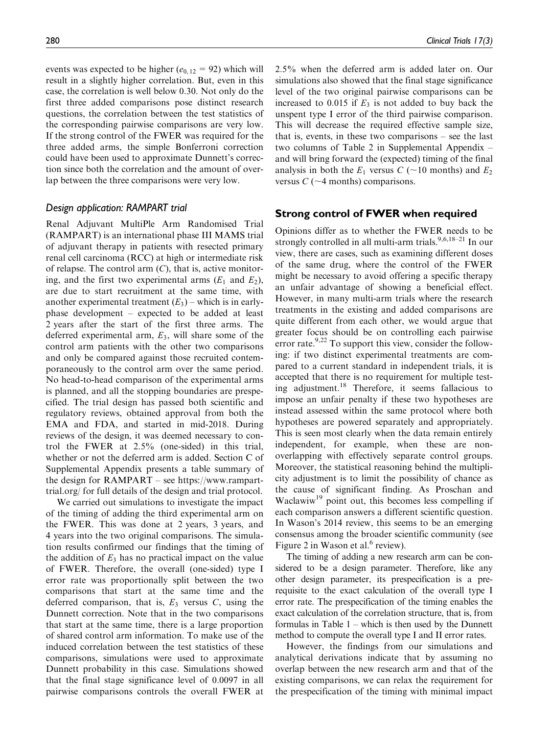events was expected to be higher ($e_{0,12} = 92$) which will result in a slightly higher correlation. But, even in this case, the correlation is well below 0.30. Not only do the first three added comparisons pose distinct research questions, the correlation between the test statistics of the corresponding pairwise comparisons are very low. If the strong control of the FWER was required for the three added arms, the simple Bonferroni correction could have been used to approximate Dunnett's correction since both the correlation and the amount of overlap between the three comparisons were very low.

### Design application: RAMPART trial

Renal Adjuvant MultiPle Arm Randomised Trial (RAMPART) is an international phase III MAMS trial of adjuvant therapy in patients with resected primary renal cell carcinoma (RCC) at high or intermediate risk of relapse. The control arm ($C$), that is, active monitoring, and the first two experimental arms ($E_1$ and $E_2$), are due to start recruitment at the same time, with another experimental treatment ($E_3$) – which is in early-phase development – expected to be added at least 2 years after the start of the first three arms. The deferred experimental arm, $E_3$, will share some of the control arm patients with the other two comparisons and only be compared against those recruited contemporaneously to the control arm over the same period. No head-to-head comparison of the experimental arms is planned, and all the stopping boundaries are prespecified. The trial design has passed both scientific and regulatory reviews, obtained approval from both the EMA and FDA, and started in mid-2018. During reviews of the design, it was deemed necessary to control the FWER at 2.5% (one-sided) in this trial, whether or not the deferred arm is added. Section C of Supplemental Appendix presents a table summary of the design for RAMPART – see https://www.rampart-trial.org/ for full details of the design and trial protocol.

We carried out simulations to investigate the impact of the timing of adding the third experimental arm on the FWER. This was done at 2 years, 3 years, and 4 years into the two original comparisons. The simulation results confirmed our findings that the timing of the addition of $E_3$ has no practical impact on the value of FWER. Therefore, the overall (one-sided) type I error rate was proportionally split between the two comparisons that start at the same time and the deferred comparison, that is, $E_3$ versus $C$, using the Dunnett correction. Note that in the two comparisons that start at the same time, there is a large proportion of shared control arm information. To make use of the induced correlation between the test statistics of these comparisons, simulations were used to approximate Dunnett probability in this case. Simulations showed that the final stage significance level of 0.0097 in all pairwise comparisons controls the overall FWER at 2.5% when the deferred arm is added later on. Our simulations also showed that the final stage significance level of the two original pairwise comparisons can be increased to 0.015 if $E_3$ is not added to buy back the unspent type I error of the third pairwise comparison. This will decrease the required effective sample size, that is, events, in these two comparisons – see the last two columns of Table 2 in Supplemental Appendix – and will bring forward the (expected) timing of the final analysis in both the $E_1$ versus $C$ (~10 months) and $E_2$ versus $C$ (~4 months) comparisons.

## Strong control of FWER when required

Opinions differ as to whether the FWER needs to be strongly controlled in all multi-arm trials.[9,6,18–21] In our view, there are cases, such as examining different doses of the same drug, where the control of the FWER might be necessary to avoid offering a specific therapy an unfair advantage of showing a beneficial effect. However, in many multi-arm trials where the research treatments in the existing and added comparisons are quite different from each other, we would argue that greater focus should be on controlling each pairwise error rate.[9,22] To support this view, consider the following: if two distinct experimental treatments are compared to a current standard in independent trials, it is accepted that there is no requirement for multiple testing adjustment.[18] Therefore, it seems fallacious to impose an unfair penalty if these two hypotheses are instead assessed within the same protocol where both hypotheses are powered separately and appropriately. This is seen most clearly when the data remain entirely independent, for example, when these are non-overlapping with effectively separate control groups. Moreover, the statistical reasoning behind the multiplicity adjustment is to limit the possibility of chance as the cause of significant finding. As Proschan and Waclawiw[19] point out, this becomes less compelling if each comparison answers a different scientific question. In Wason's 2014 review, this seems to be an emerging consensus among the broader scientific community (see Figure 2 in Wason et al.[6] review).

The timing of adding a new research arm can be considered to be a design parameter. Therefore, like any other design parameter, its prespecification is a prerequisite to the exact calculation of the overall type I error rate. The prespecification of the timing enables the exact calculation of the correlation structure, that is, from formulas in Table 1 – which is then used by the Dunnett method to compute the overall type I and II error rates.

However, the findings from our simulations and analytical derivations indicate that by assuming no overlap between the new research arm and that of the existing comparisons, we can relax the requirement for the prespecification of the timing with minimal impact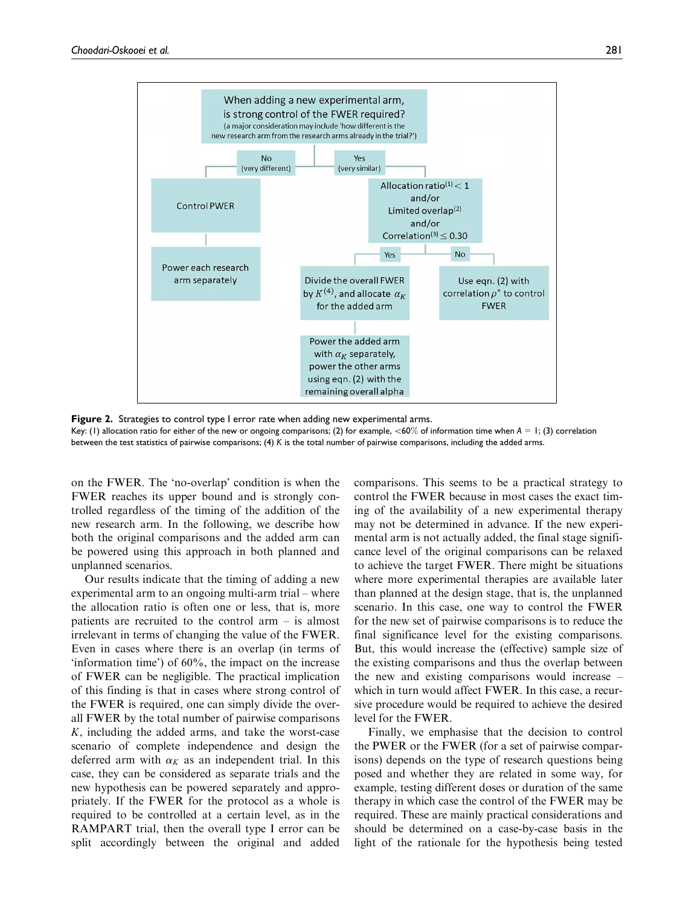When adding a new experimental arm, is strong control of the FWER required? (a major consideration may include 'how different is the new research arm from the research arms already in the trial?')

- No (very different) → Control PWER → Power each research arm separately
- Yes (very similar) → Allocation ratio[(1)] $< 1$ and/or Limited overlap[(2)] and/or Correlation[(3)] $\leq 0.30$
  - Yes → Divide the overall FWER by $K^{(4)}$, and allocate $\alpha_K$ for the added arm → Power the added arm with $\alpha_K$ separately, power the other arms using eqn. (2) with the remaining overall alpha
  - No → Use eqn. (2) with correlation $\rho^*$ to control FWER

**Figure 2.** Strategies to control type I error rate when adding new experimental arms.
Key: (1) allocation ratio for either of the new or ongoing comparisons; (2) for example, <60% of information time when $A = 1$; (3) correlation between the test statistics of pairwise comparisons; (4) $K$ is the total number of pairwise comparisons, including the added arms.

on the FWER. The 'no-overlap' condition is when the FWER reaches its upper bound and is strongly controlled regardless of the timing of the addition of the new research arm. In the following, we describe how both the original comparisons and the added arm can be powered using this approach in both planned and unplanned scenarios.

Our results indicate that the timing of adding a new experimental arm to an ongoing multi-arm trial – where the allocation ratio is often one or less, that is, more patients are recruited to the control arm – is almost irrelevant in terms of changing the value of the FWER. Even in cases where there is an overlap (in terms of 'information time') of 60%, the impact on the increase of FWER can be negligible. The practical implication of this finding is that in cases where strong control of the FWER is required, one can simply divide the overall FWER by the total number of pairwise comparisons $K$, including the added arms, and take the worst-case scenario of complete independence and design the deferred arm with $\alpha_K$ as an independent trial. In this case, they can be considered as separate trials and the new hypothesis can be powered separately and appropriately. If the FWER for the protocol as a whole is required to be controlled at a certain level, as in the RAMPART trial, then the overall type I error can be split accordingly between the original and added comparisons. This seems to be a practical strategy to control the FWER because in most cases the exact timing of the availability of a new experimental therapy may not be determined in advance. If the new experimental arm is not actually added, the final stage significance level of the original comparisons can be relaxed to achieve the target FWER. There might be situations where more experimental therapies are available later than planned at the design stage, that is, the unplanned scenario. In this case, one way to control the FWER for the new set of pairwise comparisons is to reduce the final significance level for the existing comparisons. But, this would increase the (effective) sample size of the existing comparisons and thus the overlap between the new and existing comparisons would increase – which in turn would affect FWER. In this case, a recursive procedure would be required to achieve the desired level for the FWER.

Finally, we emphasise that the decision to control the PWER or the FWER (for a set of pairwise comparisons) depends on the type of research questions being posed and whether they are related in some way, for example, testing different doses or duration of the same therapy in which case the control of the FWER may be required. These are mainly practical considerations and should be determined on a case-by-case basis in the light of the rationale for the hypothesis being tested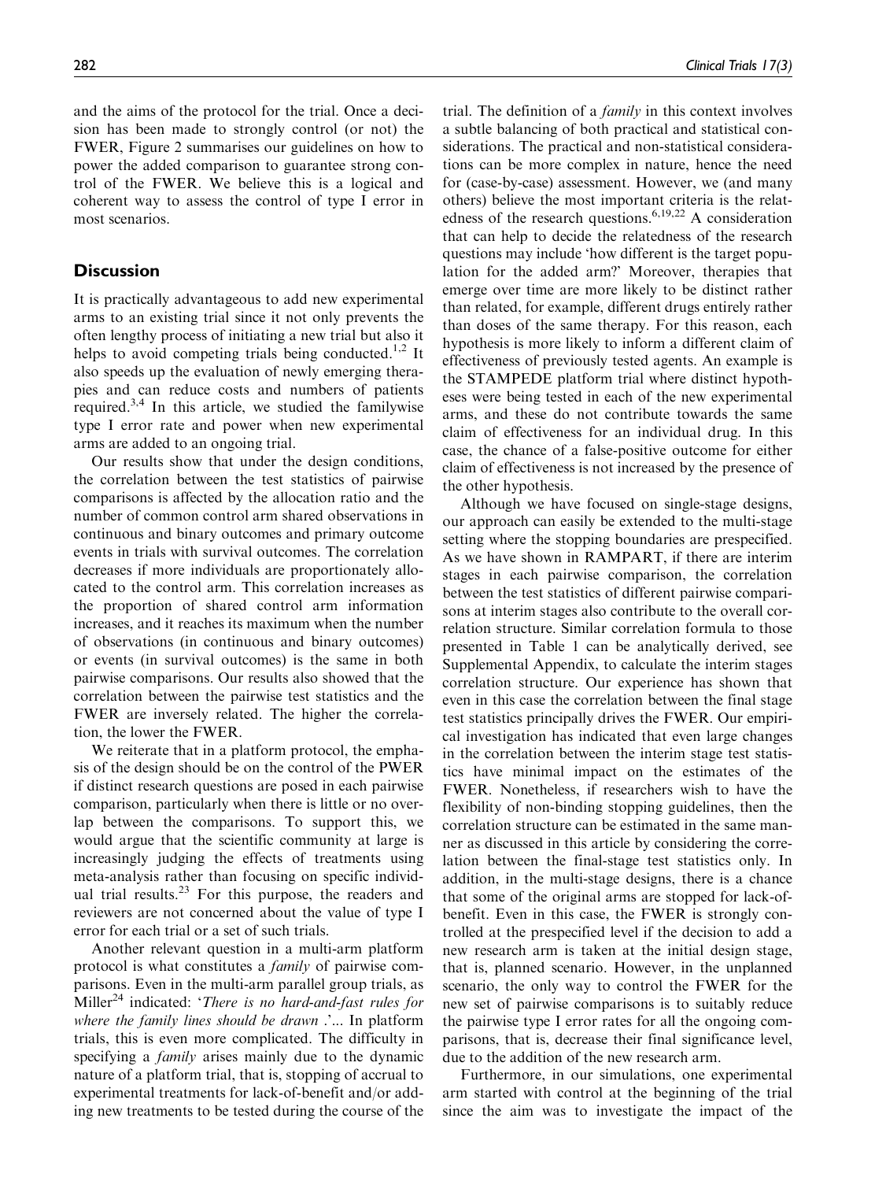and the aims of the protocol for the trial. Once a decision has been made to strongly control (or not) the FWER, Figure 2 summarises our guidelines on how to power the added comparison to guarantee strong control of the FWER. We believe this is a logical and coherent way to assess the control of type I error in most scenarios.

## Discussion

It is practically advantageous to add new experimental arms to an existing trial since it not only prevents the often lengthy process of initiating a new trial but also it helps to avoid competing trials being conducted.[1,2] It also speeds up the evaluation of newly emerging therapies and can reduce costs and numbers of patients required.[3,4] In this article, we studied the familywise type I error rate and power when new experimental arms are added to an ongoing trial.

Our results show that under the design conditions, the correlation between the test statistics of pairwise comparisons is affected by the allocation ratio and the number of common control arm shared observations in continuous and binary outcomes and primary outcome events in trials with survival outcomes. The correlation decreases if more individuals are proportionately allocated to the control arm. This correlation increases as the proportion of shared control arm information increases, and it reaches its maximum when the number of observations (in continuous and binary outcomes) or events (in survival outcomes) is the same in both pairwise comparisons. Our results also showed that the correlation between the pairwise test statistics and the FWER are inversely related. The higher the correlation, the lower the FWER.

We reiterate that in a platform protocol, the emphasis of the design should be on the control of the PWER if distinct research questions are posed in each pairwise comparison, particularly when there is little or no overlap between the comparisons. To support this, we would argue that the scientific community at large is increasingly judging the effects of treatments using meta-analysis rather than focusing on specific individual trial results.[23] For this purpose, the readers and reviewers are not concerned about the value of type I error for each trial or a set of such trials.

Another relevant question in a multi-arm platform protocol is what constitutes a *family* of pairwise comparisons. Even in the multi-arm parallel group trials, as Miller[24] indicated: '*There is no hard-and-fast rules for where the family lines should be drawn* .'... In platform trials, this is even more complicated. The difficulty in specifying a *family* arises mainly due to the dynamic nature of a platform trial, that is, stopping of accrual to experimental treatments for lack-of-benefit and/or adding new treatments to be tested during the course of the trial. The definition of a *family* in this context involves a subtle balancing of both practical and statistical considerations. The practical and non-statistical considerations can be more complex in nature, hence the need for (case-by-case) assessment. However, we (and many others) believe the most important criteria is the relatedness of the research questions.[6,19,22] A consideration that can help to decide the relatedness of the research questions may include 'how different is the target population for the added arm?' Moreover, therapies that emerge over time are more likely to be distinct rather than related, for example, different drugs entirely rather than doses of the same therapy. For this reason, each hypothesis is more likely to inform a different claim of effectiveness of previously tested agents. An example is the STAMPEDE platform trial where distinct hypotheses were being tested in each of the new experimental arms, and these do not contribute towards the same claim of effectiveness for an individual drug. In this case, the chance of a false-positive outcome for either claim of effectiveness is not increased by the presence of the other hypothesis.

Although we have focused on single-stage designs, our approach can easily be extended to the multi-stage setting where the stopping boundaries are prespecified. As we have shown in RAMPART, if there are interim stages in each pairwise comparison, the correlation between the test statistics of different pairwise comparisons at interim stages also contribute to the overall correlation structure. Similar correlation formula to those presented in Table 1 can be analytically derived, see Supplemental Appendix, to calculate the interim stages correlation structure. Our experience has shown that even in this case the correlation between the final stage test statistics principally drives the FWER. Our empirical investigation has indicated that even large changes in the correlation between the interim stage test statistics have minimal impact on the estimates of the FWER. Nonetheless, if researchers wish to have the flexibility of non-binding stopping guidelines, then the correlation structure can be estimated in the same manner as discussed in this article by considering the correlation between the final-stage test statistics only. In addition, in the multi-stage designs, there is a chance that some of the original arms are stopped for lack-of-benefit. Even in this case, the FWER is strongly controlled at the prespecified level if the decision to add a new research arm is taken at the initial design stage, that is, planned scenario. However, in the unplanned scenario, the only way to control the FWER for the new set of pairwise comparisons is to suitably reduce the pairwise type I error rates for all the ongoing comparisons, that is, decrease their final significance level, due to the addition of the new research arm.

Furthermore, in our simulations, one experimental arm started with control at the beginning of the trial since the aim was to investigate the impact of the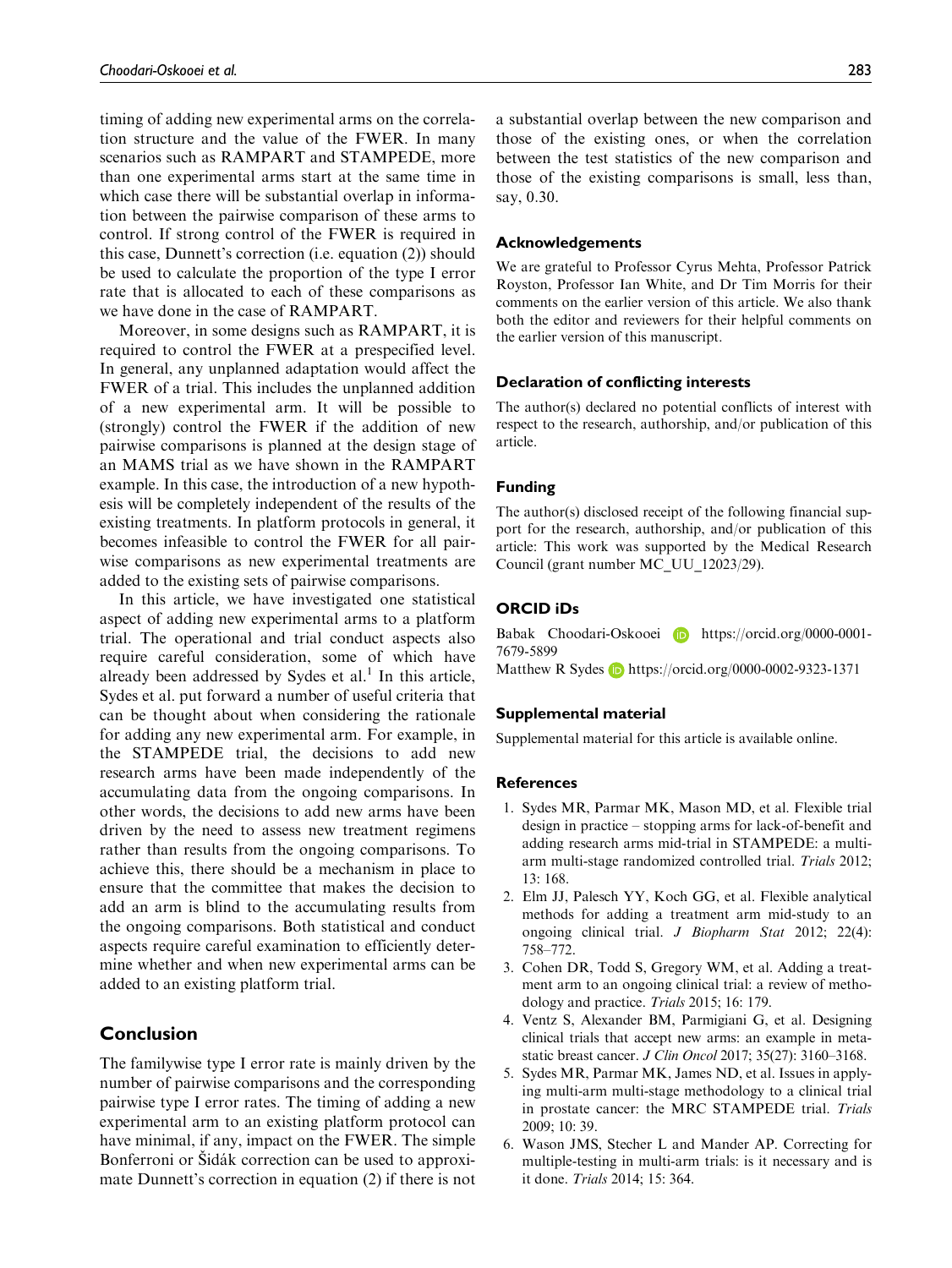timing of adding new experimental arms on the correlation structure and the value of the FWER. In many scenarios such as RAMPART and STAMPEDE, more than one experimental arms start at the same time in which case there will be substantial overlap in information between the pairwise comparison of these arms to control. If strong control of the FWER is required in this case, Dunnett's correction (i.e. equation (2)) should be used to calculate the proportion of the type I error rate that is allocated to each of these comparisons as we have done in the case of RAMPART.

Moreover, in some designs such as RAMPART, it is required to control the FWER at a prespecified level. In general, any unplanned adaptation would affect the FWER of a trial. This includes the unplanned addition of a new experimental arm. It will be possible to (strongly) control the FWER if the addition of new pairwise comparisons is planned at the design stage of an MAMS trial as we have shown in the RAMPART example. In this case, the introduction of a new hypothesis will be completely independent of the results of the existing treatments. In platform protocols in general, it becomes infeasible to control the FWER for all pairwise comparisons as new experimental treatments are added to the existing sets of pairwise comparisons.

In this article, we have investigated one statistical aspect of adding new experimental arms to a platform trial. The operational and trial conduct aspects also require careful consideration, some of which have already been addressed by Sydes et al.[1] In this article, Sydes et al. put forward a number of useful criteria that can be thought about when considering the rationale for adding any new experimental arm. For example, in the STAMPEDE trial, the decisions to add new research arms have been made independently of the accumulating data from the ongoing comparisons. In other words, the decisions to add new arms have been driven by the need to assess new treatment regimens rather than results from the ongoing comparisons. To achieve this, there should be a mechanism in place to ensure that the committee that makes the decision to add an arm is blind to the accumulating results from the ongoing comparisons. Both statistical and conduct aspects require careful examination to efficiently determine whether and when new experimental arms can be added to an existing platform trial.

## Conclusion

The familywise type I error rate is mainly driven by the number of pairwise comparisons and the corresponding pairwise type I error rates. The timing of adding a new experimental arm to an existing platform protocol can have minimal, if any, impact on the FWER. The simple Bonferroni or Šidák correction can be used to approximate Dunnett's correction in equation (2) if there is not a substantial overlap between the new comparison and those of the existing ones, or when the correlation between the test statistics of the new comparison and those of the existing comparisons is small, less than, say, 0.30.

### Acknowledgements

We are grateful to Professor Cyrus Mehta, Professor Patrick Royston, Professor Ian White, and Dr Tim Morris for their comments on the earlier version of this article. We also thank both the editor and reviewers for their helpful comments on the earlier version of this manuscript.

### Declaration of conflicting interests

The author(s) declared no potential conflicts of interest with respect to the research, authorship, and/or publication of this article.

### Funding

The author(s) disclosed receipt of the following financial support for the research, authorship, and/or publication of this article: This work was supported by the Medical Research Council (grant number MC_UU_12023/29).

### ORCID iDs

Babak Choodari-Oskooei https://orcid.org/0000-0001-7679-5899

Matthew R Sydes https://orcid.org/0000-0002-9323-1371

### Supplemental material

Supplemental material for this article is available online.

### References

1. Sydes MR, Parmar MK, Mason MD, et al. Flexible trial design in practice – stopping arms for lack-of-benefit and adding research arms mid-trial in STAMPEDE: a multi-arm multi-stage randomized controlled trial. *Trials* 2012; 13: 168.
2. Elm JJ, Palesch YY, Koch GG, et al. Flexible analytical methods for adding a treatment arm mid-study to an ongoing clinical trial. *J Biopharm Stat* 2012; 22(4): 758–772.
3. Cohen DR, Todd S, Gregory WM, et al. Adding a treatment arm to an ongoing clinical trial: a review of methodology and practice. *Trials* 2015; 16: 179.
4. Ventz S, Alexander BM, Parmigiani G, et al. Designing clinical trials that accept new arms: an example in metastatic breast cancer. *J Clin Oncol* 2017; 35(27): 3160–3168.
5. Sydes MR, Parmar MK, James ND, et al. Issues in applying multi-arm multi-stage methodology to a clinical trial in prostate cancer: the MRC STAMPEDE trial. *Trials* 2009; 10: 39.
6. Wason JMS, Stecher L and Mander AP. Correcting for multiple-testing in multi-arm trials: is it necessary and is it done. *Trials* 2014; 15: 364.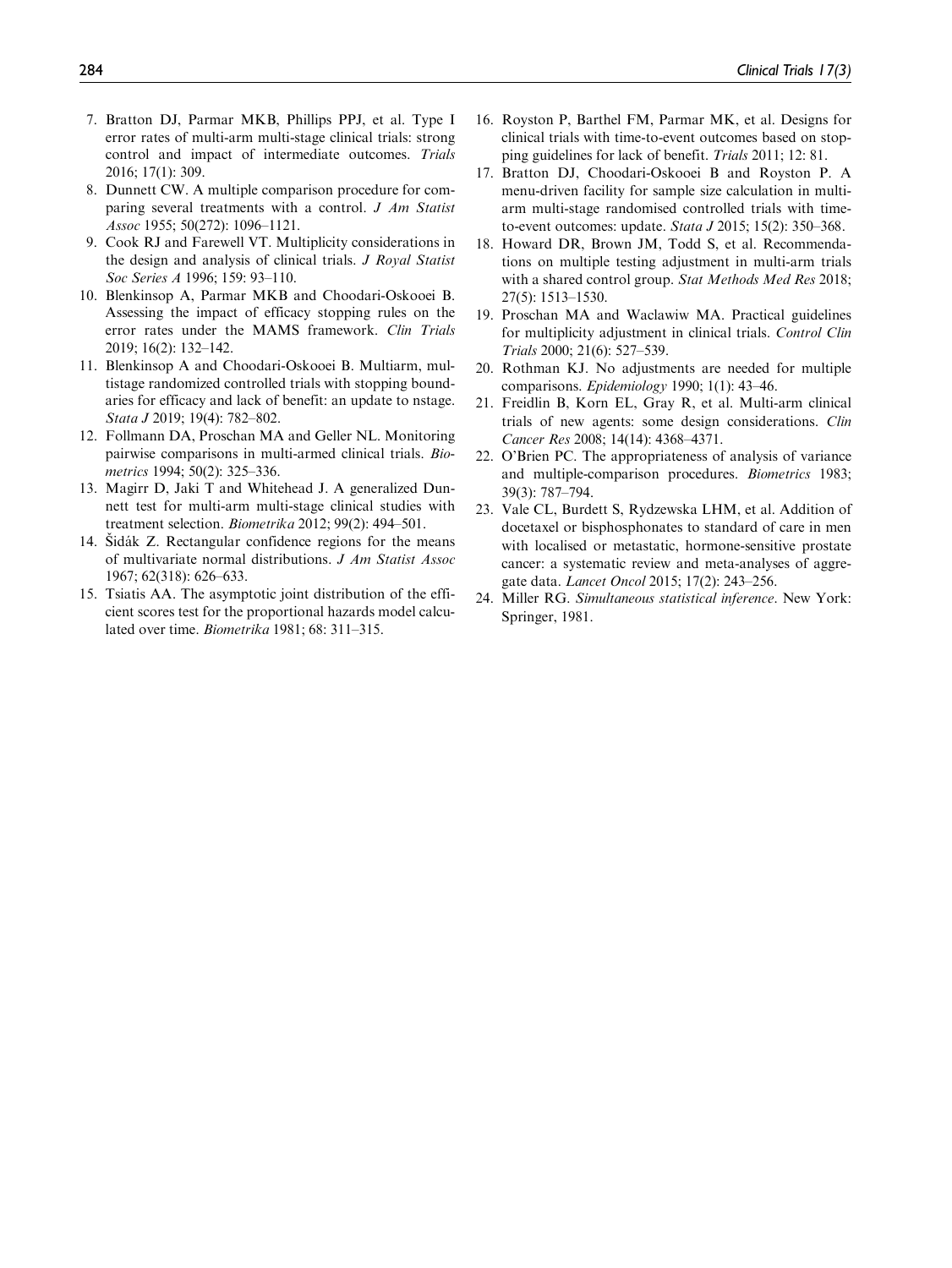7. Bratton DJ, Parmar MKB, Phillips PPJ, et al. Type I error rates of multi-arm multi-stage clinical trials: strong control and impact of intermediate outcomes. *Trials* 2016; 17(1): 309.
8. Dunnett CW. A multiple comparison procedure for comparing several treatments with a control. *J Am Statist Assoc* 1955; 50(272): 1096–1121.
9. Cook RJ and Farewell VT. Multiplicity considerations in the design and analysis of clinical trials. *J Royal Statist Soc Series A* 1996; 159: 93–110.
10. Blenkinsop A, Parmar MKB and Choodari-Oskooei B. Assessing the impact of efficacy stopping rules on the error rates under the MAMS framework. *Clin Trials* 2019; 16(2): 132–142.
11. Blenkinsop A and Choodari-Oskooei B. Multiarm, multistage randomized controlled trials with stopping boundaries for efficacy and lack of benefit: an update to nstage. *Stata J* 2019; 19(4): 782–802.
12. Follmann DA, Proschan MA and Geller NL. Monitoring pairwise comparisons in multi-armed clinical trials. *Biometrics* 1994; 50(2): 325–336.
13. Magirr D, Jaki T and Whitehead J. A generalized Dunnett test for multi-arm multi-stage clinical studies with treatment selection. *Biometrika* 2012; 99(2): 494–501.
14. Šidák Z. Rectangular confidence regions for the means of multivariate normal distributions. *J Am Statist Assoc* 1967; 62(318): 626–633.
15. Tsiatis AA. The asymptotic joint distribution of the efficient scores test for the proportional hazards model calculated over time. *Biometrika* 1981; 68: 311–315.
16. Royston P, Barthel FM, Parmar MK, et al. Designs for clinical trials with time-to-event outcomes based on stopping guidelines for lack of benefit. *Trials* 2011; 12: 81.
17. Bratton DJ, Choodari-Oskooei B and Royston P. A menu-driven facility for sample size calculation in multi-arm multi-stage randomised controlled trials with time-to-event outcomes: update. *Stata J* 2015; 15(2): 350–368.
18. Howard DR, Brown JM, Todd S, et al. Recommendations on multiple testing adjustment in multi-arm trials with a shared control group. *Stat Methods Med Res* 2018; 27(5): 1513–1530.
19. Proschan MA and Waclawiw MA. Practical guidelines for multiplicity adjustment in clinical trials. *Control Clin Trials* 2000; 21(6): 527–539.
20. Rothman KJ. No adjustments are needed for multiple comparisons. *Epidemiology* 1990; 1(1): 43–46.
21. Freidlin B, Korn EL, Gray R, et al. Multi-arm clinical trials of new agents: some design considerations. *Clin Cancer Res* 2008; 14(14): 4368–4371.
22. O'Brien PC. The appropriateness of analysis of variance and multiple-comparison procedures. *Biometrics* 1983; 39(3): 787–794.
23. Vale CL, Burdett S, Rydzewska LHM, et al. Addition of docetaxel or bisphosphonates to standard of care in men with localised or metastatic, hormone-sensitive prostate cancer: a systematic review and meta-analyses of aggregate data. *Lancet Oncol* 2015; 17(2): 243–256.
24. Miller RG. *Simultaneous statistical inference*. New York: Springer, 1981.